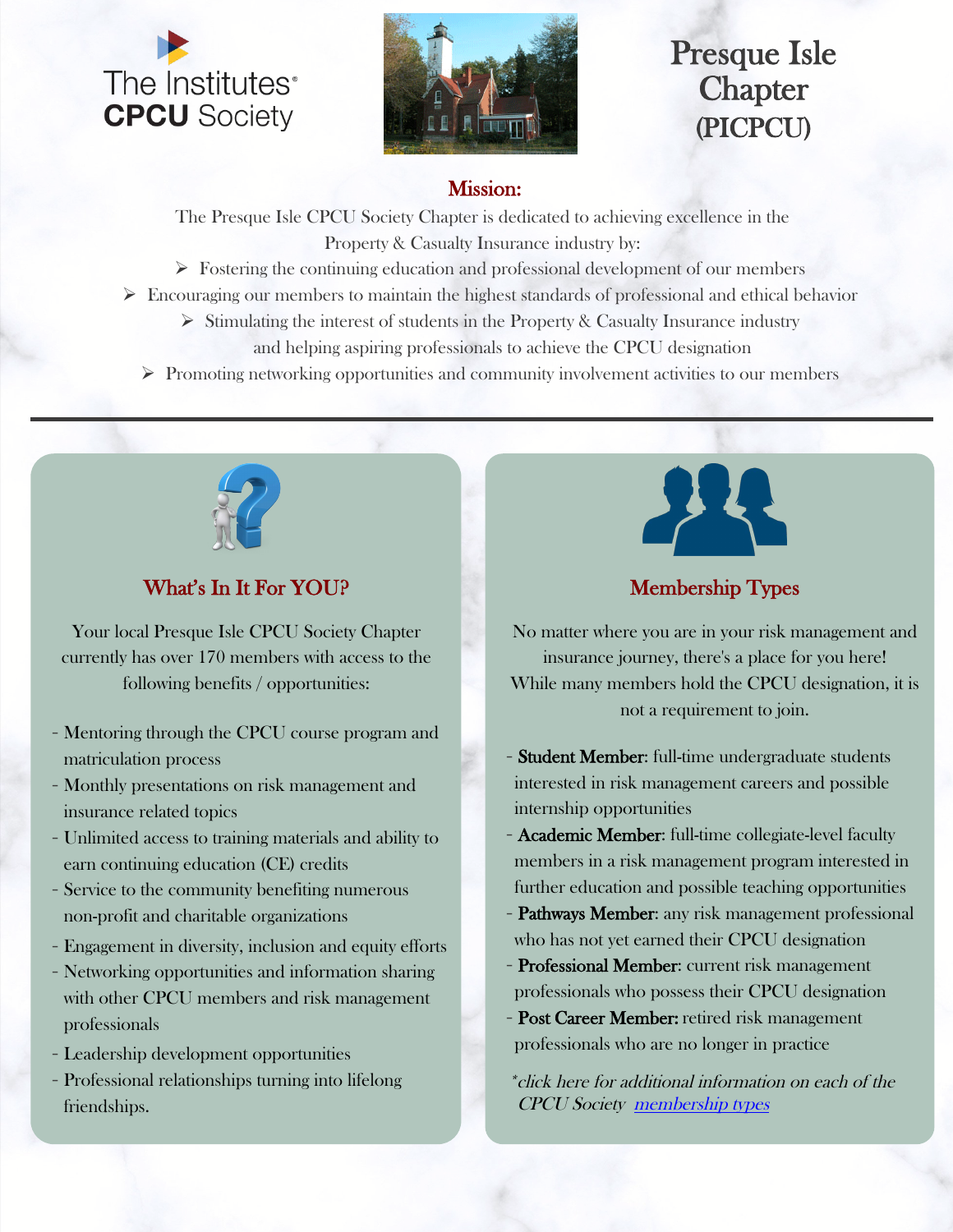The Institutes®
**CPCU** Society

# Presque Isle Chapter (PICPCU)

## Mission:

The Presque Isle CPCU Society Chapter is dedicated to achieving excellence in the Property & Casualty Insurance industry by:

- Fostering the continuing education and professional development of our members
- Encouraging our members to maintain the highest standards of professional and ethical behavior
- Stimulating the interest of students in the Property & Casualty Insurance industry and helping aspiring professionals to achieve the CPCU designation
- Promoting networking opportunities and community involvement activities to our members

---

## What's In It For YOU?

Your local Presque Isle CPCU Society Chapter currently has over 170 members with access to the following benefits / opportunities:

- Mentoring through the CPCU course program and matriculation process
- Monthly presentations on risk management and insurance related topics
- Unlimited access to training materials and ability to earn continuing education (CE) credits
- Service to the community benefiting numerous non-profit and charitable organizations
- Engagement in diversity, inclusion and equity efforts
- Networking opportunities and information sharing with other CPCU members and risk management professionals
- Leadership development opportunities
- Professional relationships turning into lifelong friendships.

## Membership Types

No matter where you are in your risk management and insurance journey, there's a place for you here! While many members hold the CPCU designation, it is not a requirement to join.

- **Student Member:** full-time undergraduate students interested in risk management careers and possible internship opportunities
- **Academic Member:** full-time collegiate-level faculty members in a risk management program interested in further education and possible teaching opportunities
- **Pathways Member:** any risk management professional who has not yet earned their CPCU designation
- **Professional Member:** current risk management professionals who possess their CPCU designation
- **Post Career Member:** retired risk management professionals who are no longer in practice

*\*click here for additional information on each of the CPCU Society membership types*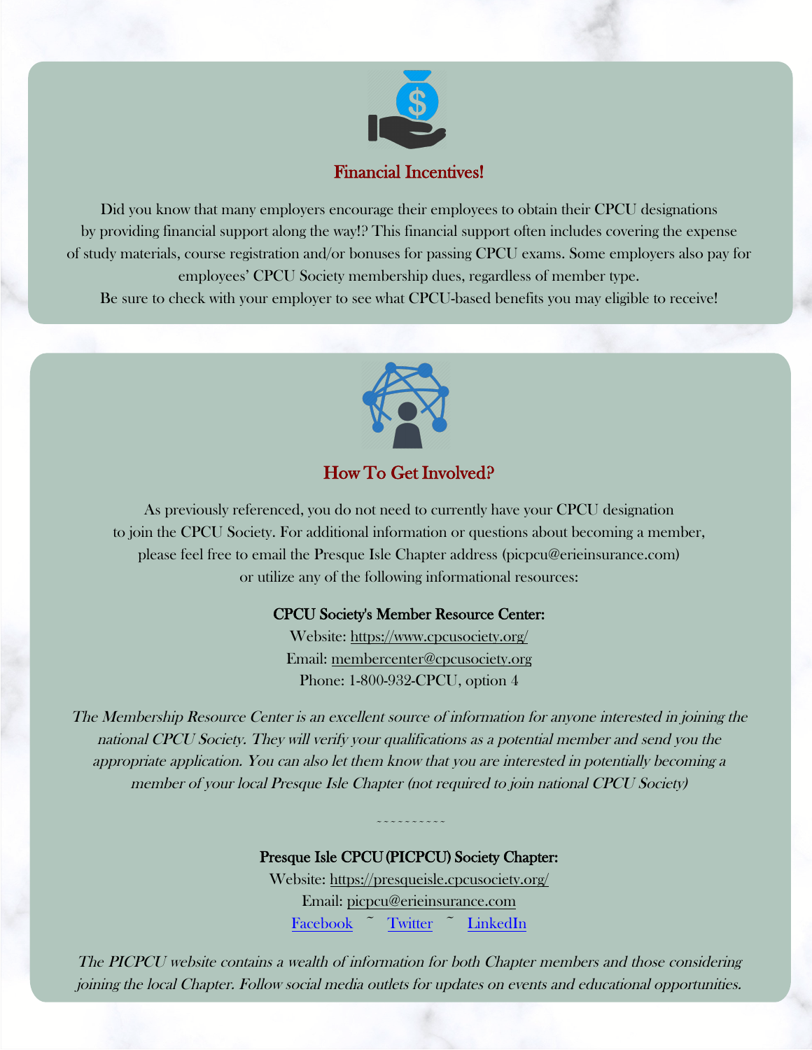## Financial Incentives!

Did you know that many employers encourage their employees to obtain their CPCU designations by providing financial support along the way!? This financial support often includes covering the expense of study materials, course registration and/or bonuses for passing CPCU exams. Some employers also pay for employees' CPCU Society membership dues, regardless of member type.
Be sure to check with your employer to see what CPCU-based benefits you may eligible to receive!

## How To Get Involved?

As previously referenced, you do not need to currently have your CPCU designation to join the CPCU Society. For additional information or questions about becoming a member, please feel free to email the Presque Isle Chapter address (picpcu@erieinsurance.com) or utilize any of the following informational resources:

**CPCU Society's Member Resource Center:**
Website: https://www.cpcusociety.org/
Email: membercenter@cpcusociety.org
Phone: 1-800-932-CPCU, option 4

*The Membership Resource Center is an excellent source of information for anyone interested in joining the national CPCU Society. They will verify your qualifications as a potential member and send you the appropriate application. You can also let them know that you are interested in potentially becoming a member of your local Presque Isle Chapter (not required to join national CPCU Society)*

~~~~~~~~~~

**Presque Isle CPCU (PICPCU) Society Chapter:**
Website: https://presqueisle.cpcusociety.org/
Email: picpcu@erieinsurance.com
Facebook ~ Twitter ~ LinkedIn

*The PICPCU website contains a wealth of information for both Chapter members and those considering joining the local Chapter. Follow social media outlets for updates on events and educational opportunities.*